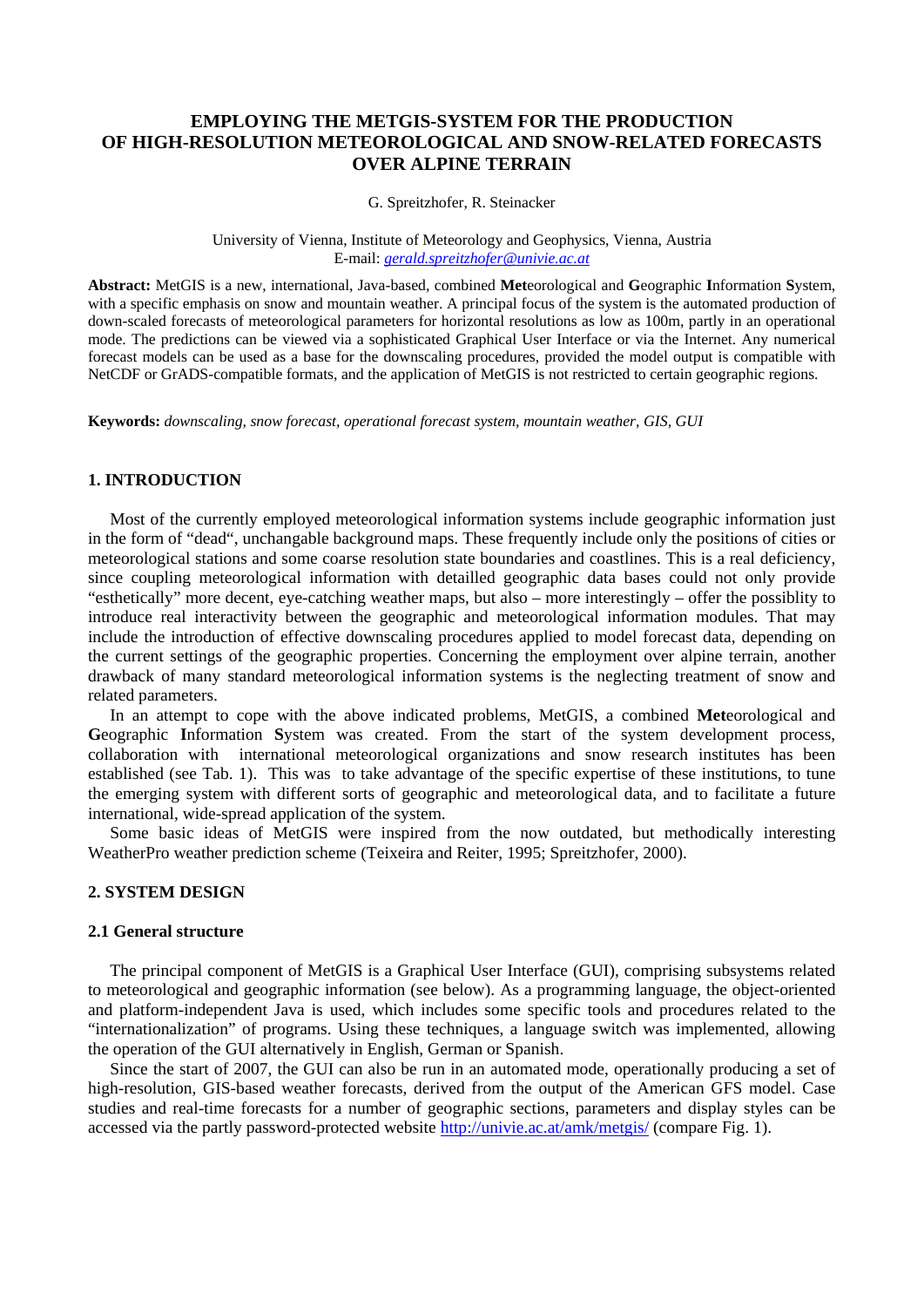# EMPLOYING THE METGIS-SYSTEM FOR THE PRODUCTION OF HIGH-RESOLUTION METEOROLOGICAL AND SNOW-RELATED FORECASTS OVER ALPINE TERRAIN

G. Spreitzhofer, R. Steinacker

University of Vienna, Institute of Meteorology and Geophysics, Vienna, Austria
E-mail: *gerald.spreitzhofer@univie.ac.at*

**Abstract:** MetGIS is a new, international, Java-based, combined **Met**eorological and **G**eographic **I**nformation **S**ystem, with a specific emphasis on snow and mountain weather. A principal focus of the system is the automated production of down-scaled forecasts of meteorological parameters for horizontal resolutions as low as 100m, partly in an operational mode. The predictions can be viewed via a sophisticated Graphical User Interface or via the Internet. Any numerical forecast models can be used as a base for the downscaling procedures, provided the model output is compatible with NetCDF or GrADS-compatible formats, and the application of MetGIS is not restricted to certain geographic regions.

**Keywords:** *downscaling, snow forecast, operational forecast system, mountain weather, GIS, GUI*

## 1. INTRODUCTION

Most of the currently employed meteorological information systems include geographic information just in the form of "dead", unchangable background maps. These frequently include only the positions of cities or meteorological stations and some coarse resolution state boundaries and coastlines. This is a real deficiency, since coupling meteorological information with detailled geographic data bases could not only provide "esthetically" more decent, eye-catching weather maps, but also – more interestingly – offer the possiblity to introduce real interactivity between the geographic and meteorological information modules. That may include the introduction of effective downscaling procedures applied to model forecast data, depending on the current settings of the geographic properties. Concerning the employment over alpine terrain, another drawback of many standard meteorological information systems is the neglecting treatment of snow and related parameters.

In an attempt to cope with the above indicated problems, MetGIS, a combined **Met**eorological and **G**eographic **I**nformation **S**ystem was created. From the start of the system development process, collaboration with international meteorological organizations and snow research institutes has been established (see Tab. 1). This was to take advantage of the specific expertise of these institutions, to tune the emerging system with different sorts of geographic and meteorological data, and to facilitate a future international, wide-spread application of the system.

Some basic ideas of MetGIS were inspired from the now outdated, but methodically interesting WeatherPro weather prediction scheme (Teixeira and Reiter, 1995; Spreitzhofer, 2000).

## 2. SYSTEM DESIGN

### 2.1 General structure

The principal component of MetGIS is a Graphical User Interface (GUI), comprising subsystems related to meteorological and geographic information (see below). As a programming language, the object-oriented and platform-independent Java is used, which includes some specific tools and procedures related to the "internationalization" of programs. Using these techniques, a language switch was implemented, allowing the operation of the GUI alternatively in English, German or Spanish.

Since the start of 2007, the GUI can also be run in an automated mode, operationally producing a set of high-resolution, GIS-based weather forecasts, derived from the output of the American GFS model. Case studies and real-time forecasts for a number of geographic sections, parameters and display styles can be accessed via the partly password-protected website http://univie.ac.at/amk/metgis/ (compare Fig. 1).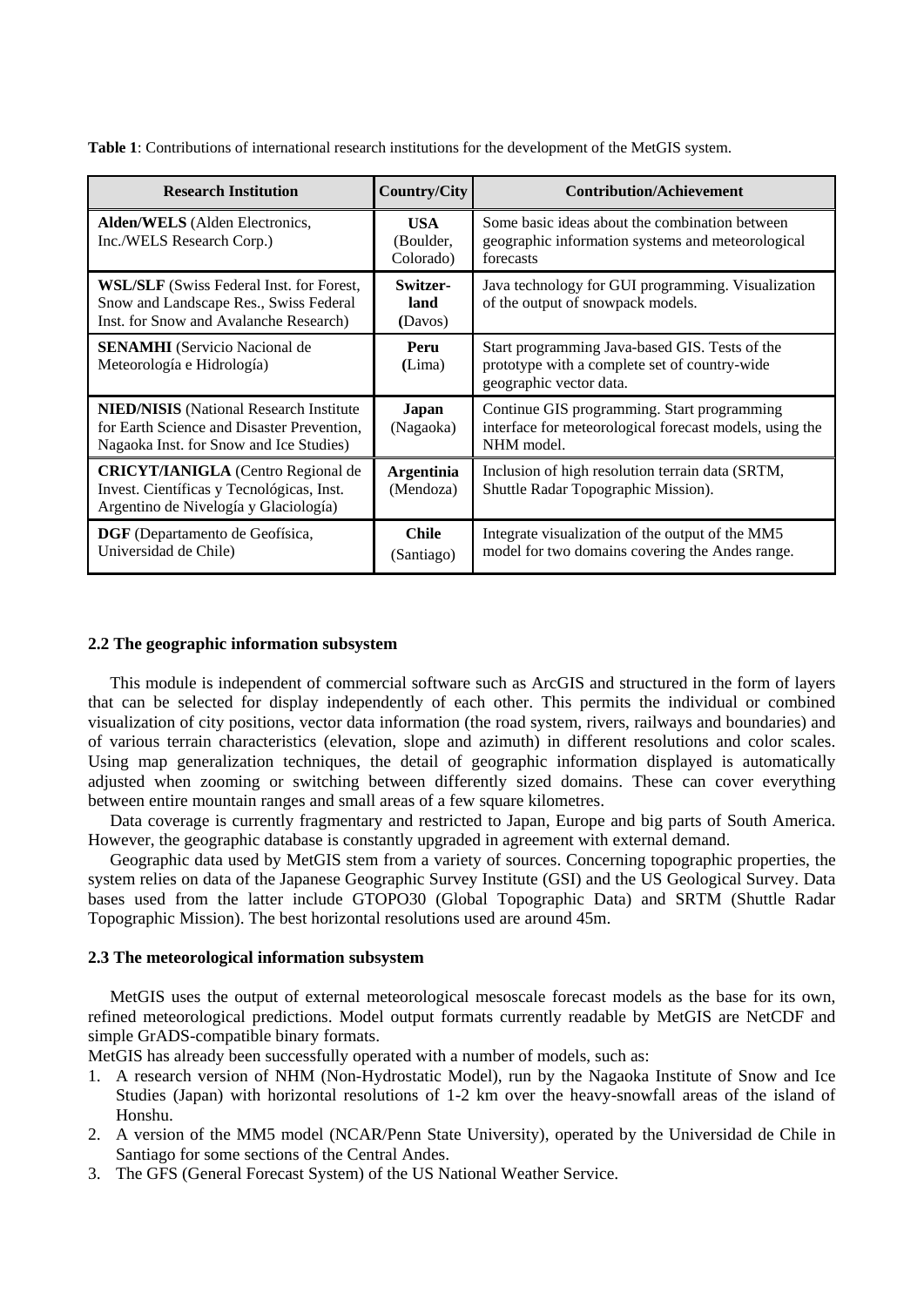**Table 1**: Contributions of international research institutions for the development of the MetGIS system.

| Research Institution | Country/City | Contribution/Achievement |
|---|---|---|
| **Alden/WELS** (Alden Electronics, Inc./WELS Research Corp.) | **USA** (Boulder, Colorado) | Some basic ideas about the combination between geographic information systems and meteorological forecasts |
| **WSL/SLF** (Swiss Federal Inst. for Forest, Snow and Landscape Res., Swiss Federal Inst. for Snow and Avalanche Research) | **Switzer-land** (Davos) | Java technology for GUI programming. Visualization of the output of snowpack models. |
| **SENAMHI** (Servicio Nacional de Meteorología e Hidrología) | **Peru** (Lima) | Start programming Java-based GIS. Tests of the prototype with a complete set of country-wide geographic vector data. |
| **NIED/NISIS** (National Research Institute for Earth Science and Disaster Prevention, Nagaoka Inst. for Snow and Ice Studies) | **Japan** (Nagaoka) | Continue GIS programming. Start programming interface for meteorological forecast models, using the NHM model. |
| **CRICYT/IANIGLA** (Centro Regional de Invest. Científicas y Tecnológicas, Inst. Argentino de Nivelogía y Glaciología) | **Argentinia** (Mendoza) | Inclusion of high resolution terrain data (SRTM, Shuttle Radar Topographic Mission). |
| **DGF** (Departamento de Geofísica, Universidad de Chile) | **Chile** (Santiago) | Integrate visualization of the output of the MM5 model for two domains covering the Andes range. |

### 2.2 The geographic information subsystem

This module is independent of commercial software such as ArcGIS and structured in the form of layers that can be selected for display independently of each other. This permits the individual or combined visualization of city positions, vector data information (the road system, rivers, railways and boundaries) and of various terrain characteristics (elevation, slope and azimuth) in different resolutions and color scales. Using map generalization techniques, the detail of geographic information displayed is automatically adjusted when zooming or switching between differently sized domains. These can cover everything between entire mountain ranges and small areas of a few square kilometres.

Data coverage is currently fragmentary and restricted to Japan, Europe and big parts of South America. However, the geographic database is constantly upgraded in agreement with external demand.

Geographic data used by MetGIS stem from a variety of sources. Concerning topographic properties, the system relies on data of the Japanese Geographic Survey Institute (GSI) and the US Geological Survey. Data bases used from the latter include GTOPO30 (Global Topographic Data) and SRTM (Shuttle Radar Topographic Mission). The best horizontal resolutions used are around 45m.

### 2.3 The meteorological information subsystem

MetGIS uses the output of external meteorological mesoscale forecast models as the base for its own, refined meteorological predictions. Model output formats currently readable by MetGIS are NetCDF and simple GrADS-compatible binary formats.

MetGIS has already been successfully operated with a number of models, such as:

1. A research version of NHM (Non-Hydrostatic Model), run by the Nagaoka Institute of Snow and Ice Studies (Japan) with horizontal resolutions of 1-2 km over the heavy-snowfall areas of the island of Honshu.
2. A version of the MM5 model (NCAR/Penn State University), operated by the Universidad de Chile in Santiago for some sections of the Central Andes.
3. The GFS (General Forecast System) of the US National Weather Service.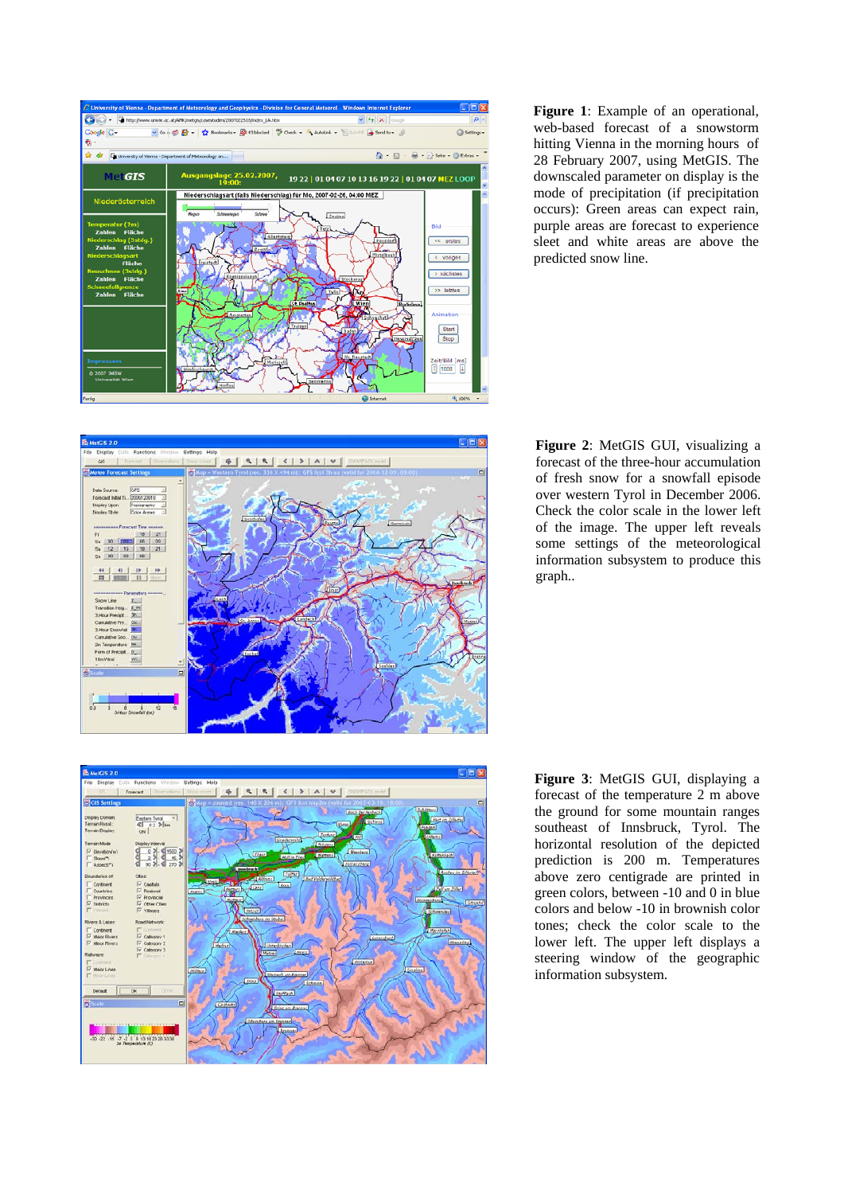**Figure 1**: Example of an operational, web-based forecast of a snowstorm hitting Vienna in the morning hours of 28 February 2007, using MetGIS. The downscaled parameter on display is the mode of precipitation (if precipitation occurs): Green areas can expect rain, purple areas are forecast to experience sleet and white areas are above the predicted snow line.

**Figure 2**: MetGIS GUI, visualizing a forecast of the three-hour accumulation of fresh snow for a snowfall episode over western Tyrol in December 2006. Check the color scale in the lower left of the image. The upper left reveals some settings of the meteorological information subsystem to produce this graph..

**Figure 3**: MetGIS GUI, displaying a forecast of the temperature 2 m above the ground for some mountain ranges southeast of Innsbruck, Tyrol. The horizontal resolution of the depicted prediction is 200 m. Temperatures above zero centigrade are printed in green colors, between -10 and 0 in blue colors and below -10 in brownish color tones; check the color scale to the lower left. The upper left displays a steering window of the geographic information subsystem.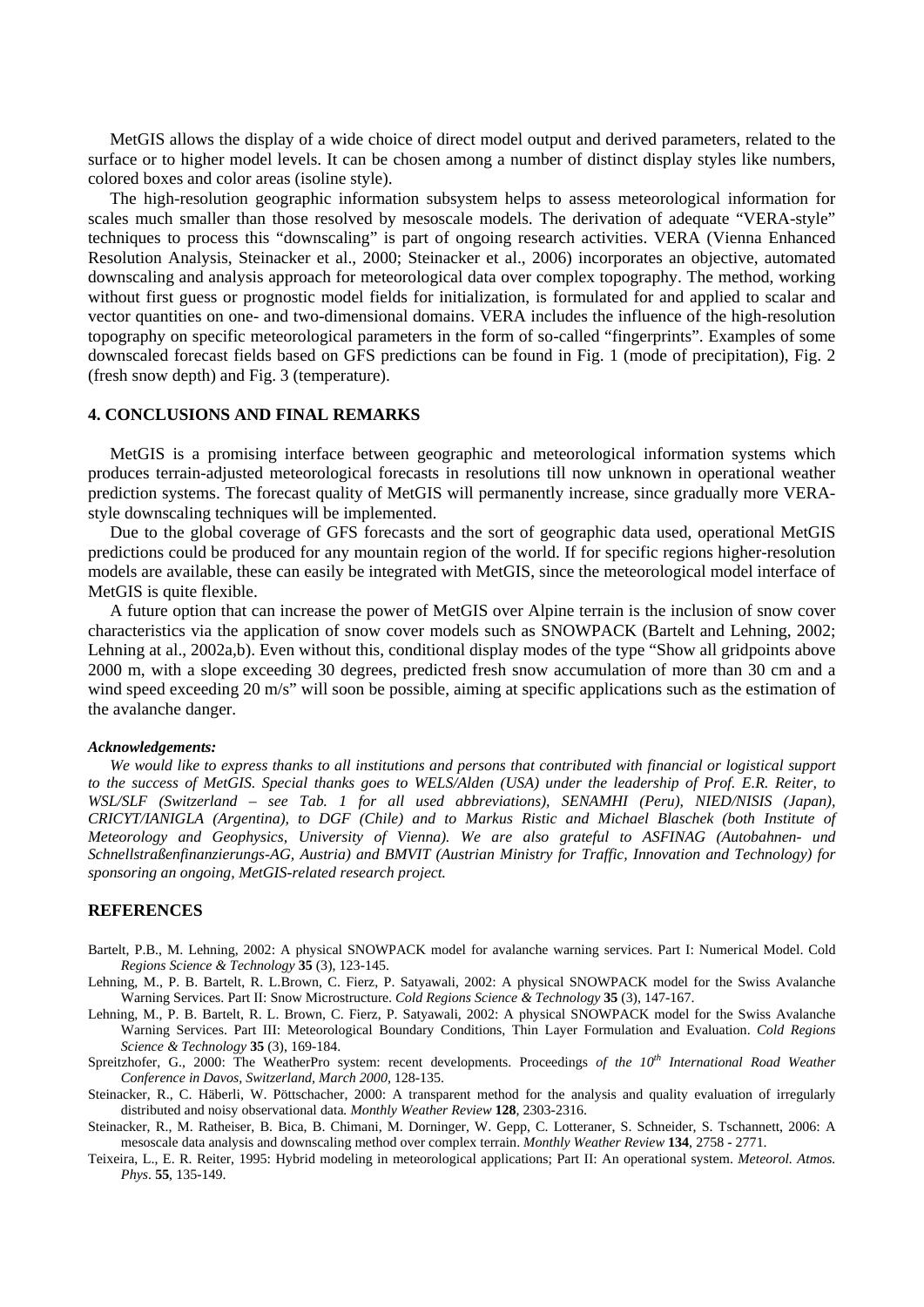MetGIS allows the display of a wide choice of direct model output and derived parameters, related to the surface or to higher model levels. It can be chosen among a number of distinct display styles like numbers, colored boxes and color areas (isoline style).

The high-resolution geographic information subsystem helps to assess meteorological information for scales much smaller than those resolved by mesoscale models. The derivation of adequate "VERA-style" techniques to process this "downscaling" is part of ongoing research activities. VERA (Vienna Enhanced Resolution Analysis, Steinacker et al., 2000; Steinacker et al., 2006) incorporates an objective, automated downscaling and analysis approach for meteorological data over complex topography. The method, working without first guess or prognostic model fields for initialization, is formulated for and applied to scalar and vector quantities on one- and two-dimensional domains. VERA includes the influence of the high-resolution topography on specific meteorological parameters in the form of so-called "fingerprints". Examples of some downscaled forecast fields based on GFS predictions can be found in Fig. 1 (mode of precipitation), Fig. 2 (fresh snow depth) and Fig. 3 (temperature).

## 4. CONCLUSIONS AND FINAL REMARKS

MetGIS is a promising interface between geographic and meteorological information systems which produces terrain-adjusted meteorological forecasts in resolutions till now unknown in operational weather prediction systems. The forecast quality of MetGIS will permanently increase, since gradually more VERA-style downscaling techniques will be implemented.

Due to the global coverage of GFS forecasts and the sort of geographic data used, operational MetGIS predictions could be produced for any mountain region of the world. If for specific regions higher-resolution models are available, these can easily be integrated with MetGIS, since the meteorological model interface of MetGIS is quite flexible.

A future option that can increase the power of MetGIS over Alpine terrain is the inclusion of snow cover characteristics via the application of snow cover models such as SNOWPACK (Bartelt and Lehning, 2002; Lehning at al., 2002a,b). Even without this, conditional display modes of the type "Show all gridpoints above 2000 m, with a slope exceeding 30 degrees, predicted fresh snow accumulation of more than 30 cm and a wind speed exceeding 20 m/s" will soon be possible, aiming at specific applications such as the estimation of the avalanche danger.

***Acknowledgements:***

*We would like to express thanks to all institutions and persons that contributed with financial or logistical support to the success of MetGIS. Special thanks goes to WELS/Alden (USA) under the leadership of Prof. E.R. Reiter, to WSL/SLF (Switzerland – see Tab. 1 for all used abbreviations), SENAMHI (Peru), NIED/NISIS (Japan), CRICYT/IANIGLA (Argentina), to DGF (Chile) and to Markus Ristic and Michael Blaschek (both Institute of Meteorology and Geophysics, University of Vienna). We are also grateful to ASFINAG (Autobahnen- und Schnellstraßenfinanzierungs-AG, Austria) and BMVIT (Austrian Ministry for Traffic, Innovation and Technology) for sponsoring an ongoing, MetGIS-related research project.*

## REFERENCES

Bartelt, P.B., M. Lehning, 2002: A physical SNOWPACK model for avalanche warning services. Part I: Numerical Model. Cold *Regions Science & Technology* **35** (3), 123-145.

Lehning, M., P. B. Bartelt, R. L.Brown, C. Fierz, P. Satyawali, 2002: A physical SNOWPACK model for the Swiss Avalanche Warning Services. Part II: Snow Microstructure. *Cold Regions Science & Technology* **35** (3), 147-167.

Lehning, M., P. B. Bartelt, R. L. Brown, C. Fierz, P. Satyawali, 2002: A physical SNOWPACK model for the Swiss Avalanche Warning Services. Part III: Meteorological Boundary Conditions, Thin Layer Formulation and Evaluation. *Cold Regions Science & Technology* **35** (3), 169-184.

Spreitzhofer, G., 2000: The WeatherPro system: recent developments. Proceedings *of the 10th International Road Weather Conference in Davos, Switzerland, March 2000*, 128-135.

Steinacker, R., C. Häberli, W. Pöttschacher, 2000: A transparent method for the analysis and quality evaluation of irregularly distributed and noisy observational data. *Monthly Weather Review* **128**, 2303-2316.

Steinacker, R., M. Ratheiser, B. Bica, B. Chimani, M. Dorninger, W. Gepp, C. Lotteraner, S. Schneider, S. Tschannett, 2006: A mesoscale data analysis and downscaling method over complex terrain. *Monthly Weather Review* **134**, 2758 - 2771.

Teixeira, L., E. R. Reiter, 1995: Hybrid modeling in meteorological applications; Part II: An operational system. *Meteorol. Atmos. Phys*. **55**, 135-149.